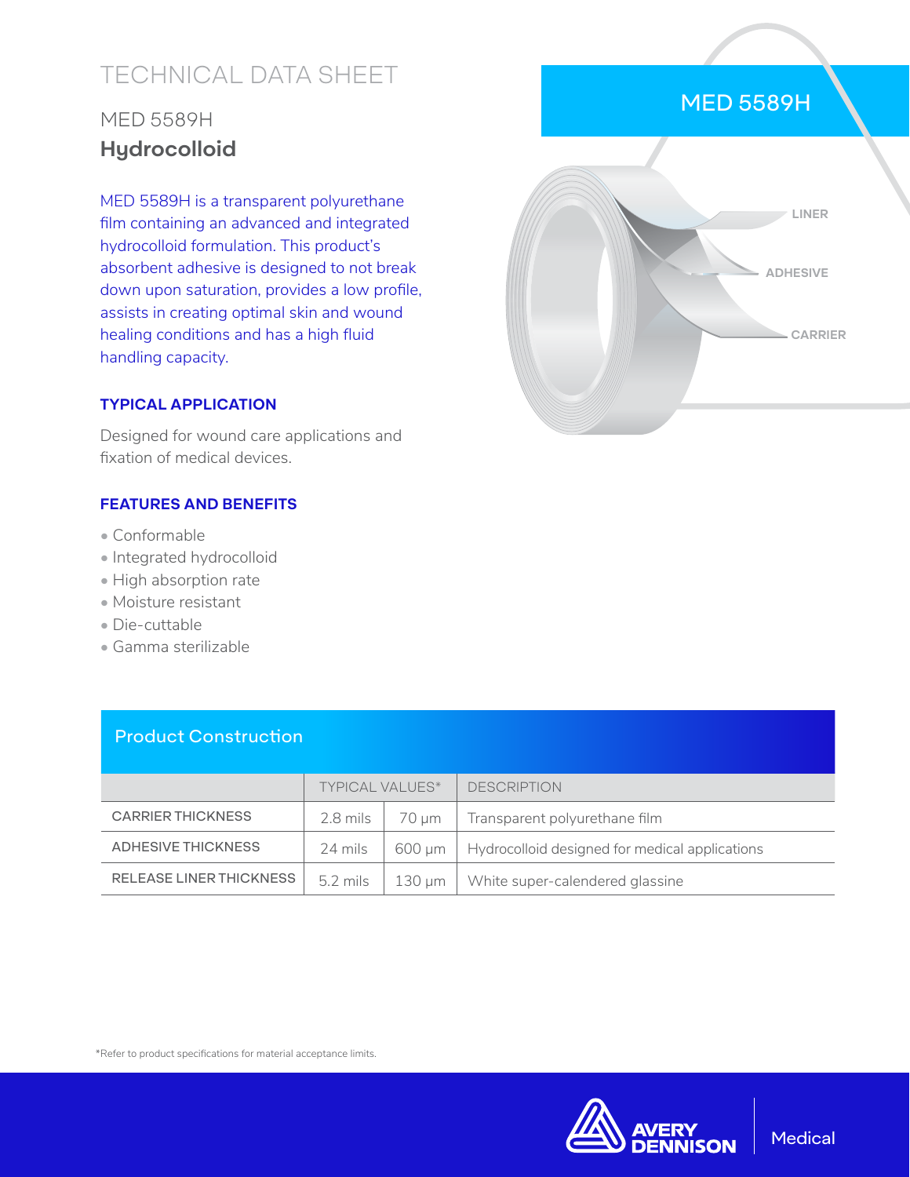# TECHNICAL DATA SHEET

## MED 5589H
## **Hydrocolloid**

MED 5589H is a transparent polyurethane film containing an advanced and integrated hydrocolloid formulation. This product's absorbent adhesive is designed to not break down upon saturation, provides a low profile, assists in creating optimal skin and wound healing conditions and has a high fluid handling capacity.

MED 5589H

LINER

ADHESIVE

CARRIER

### TYPICAL APPLICATION

Designed for wound care applications and fixation of medical devices.

### FEATURES AND BENEFITS

- Conformable
- Integrated hydrocolloid
- High absorption rate
- Moisture resistant
- Die-cuttable
- Gamma sterilizable

## Product Construction

| | TYPICAL VALUES* | | DESCRIPTION |
|---|---|---|---|
| CARRIER THICKNESS | 2.8 mils | 70 µm | Transparent polyurethane film |
| ADHESIVE THICKNESS | 24 mils | 600 µm | Hydrocolloid designed for medical applications |
| RELEASE LINER THICKNESS | 5.2 mils | 130 µm | White super-calendered glassine |

*Refer to product specifications for material acceptance limits.

AVERY DENNISON | Medical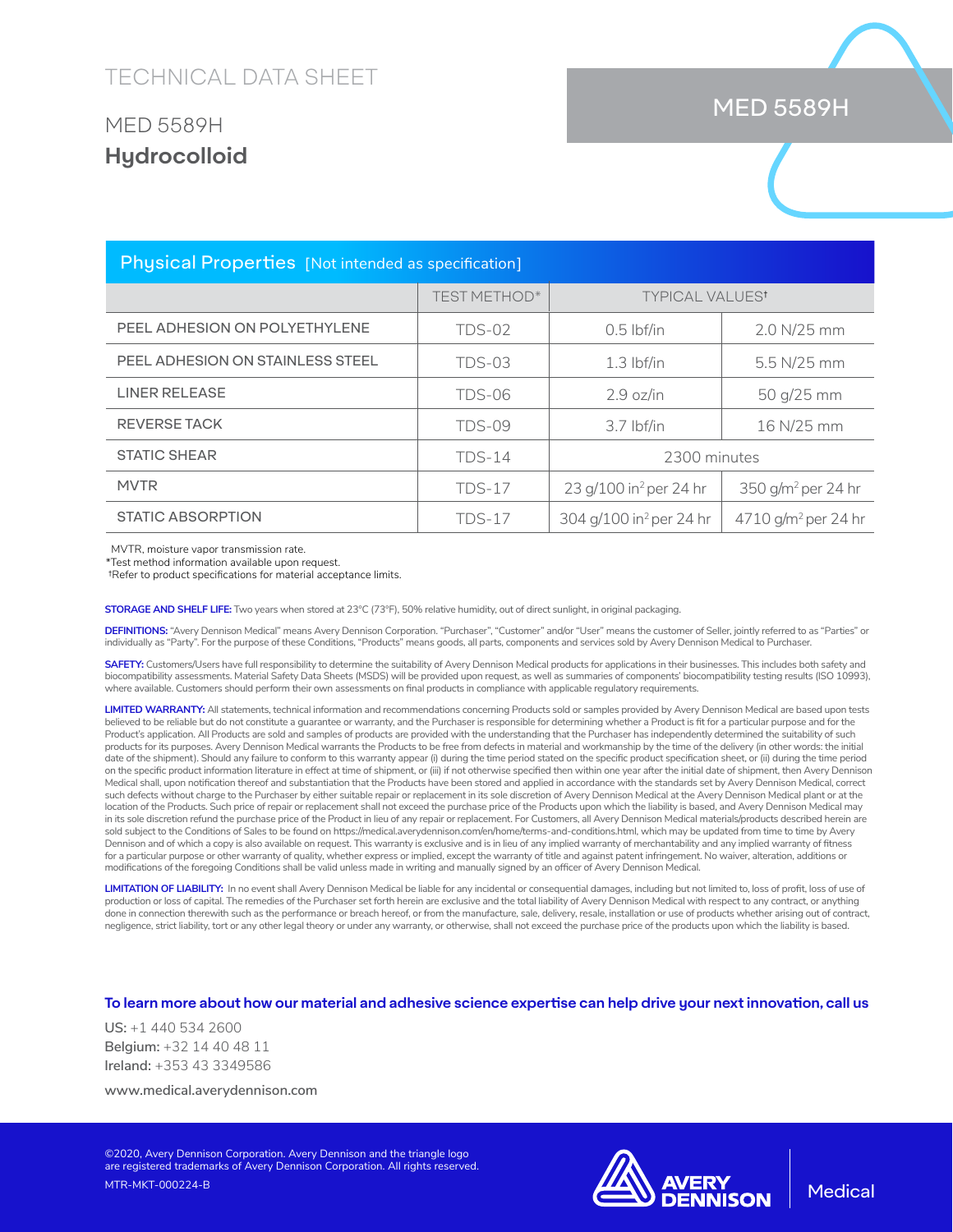# TECHNICAL DATA SHEET

## MED 5589H

## Hydrocolloid

MED 5589H

### Physical Properties [Not intended as specification]

| | TEST METHOD* | TYPICAL VALUES† | |
|---|---|---|---|
| PEEL ADHESION ON POLYETHYLENE | TDS-02 | 0.5 lbf/in | 2.0 N/25 mm |
| PEEL ADHESION ON STAINLESS STEEL | TDS-03 | 1.3 lbf/in | 5.5 N/25 mm |
| LINER RELEASE | TDS-06 | 2.9 oz/in | 50 g/25 mm |
| REVERSE TACK | TDS-09 | 3.7 lbf/in | 16 N/25 mm |
| STATIC SHEAR | TDS-14 | 2300 minutes | |
| MVTR | TDS-17 | 23 g/100 in$^2$ per 24 hr | 350 g/m$^2$ per 24 hr |
| STATIC ABSORPTION | TDS-17 | 304 g/100 in$^2$ per 24 hr | 4710 g/m$^2$ per 24 hr |

MVTR, moisture vapor transmission rate.
*Test method information available upon request.
†Refer to product specifications for material acceptance limits.

**STORAGE AND SHELF LIFE:** Two years when stored at 23°C (73°F), 50% relative humidity, out of direct sunlight, in original packaging.

**DEFINITIONS:** "Avery Dennison Medical" means Avery Dennison Corporation. "Purchaser", "Customer" and/or "User" means the customer of Seller, jointly referred to as "Parties" or individually as "Party". For the purpose of these Conditions, "Products" means goods, all parts, components and services sold by Avery Dennison Medical to Purchaser.

**SAFETY:** Customers/Users have full responsibility to determine the suitability of Avery Dennison Medical products for applications in their businesses. This includes both safety and biocompatibility assessments. Material Safety Data Sheets (MSDS) will be provided upon request, as well as summaries of components' biocompatibility testing results (ISO 10993), where available. Customers should perform their own assessments on final products in compliance with applicable regulatory requirements.

**LIMITED WARRANTY:** All statements, technical information and recommendations concerning Products sold or samples provided by Avery Dennison Medical are based upon tests believed to be reliable but do not constitute a guarantee or warranty, and the Purchaser is responsible for determining whether a Product is fit for a particular purpose and for the Product's application. All Products are sold and samples of products are provided with the understanding that the Purchaser has independently determined the suitability of such products for its purposes. Avery Dennison Medical warrants the Products to be free from defects in material and workmanship by the time of the delivery (in other words: the initial date of the shipment). Should any failure to conform to this warranty appear (i) during the time period stated on the specific product specification sheet, or (ii) during the time period on the specific product information literature in effect at time of shipment, or (iii) if not otherwise specified then within one year after the initial date of shipment, then Avery Dennison Medical shall, upon notification thereof and substantiation that the Products have been stored and applied in accordance with the standards set by Avery Dennison Medical, correct such defects without charge to the Purchaser by either suitable repair or replacement in its sole discretion of Avery Dennison Medical at the Avery Dennison Medical plant or at the location of the Products. Such price of repair or replacement shall not exceed the purchase price of the Products upon which the liability is based, and Avery Dennison Medical may in its sole discretion refund the purchase price of the Product in lieu of any repair or replacement. For Customers, all Avery Dennison Medical materials/products described herein are sold subject to the Conditions of Sales to be found on https://medical.averydennison.com/en/home/terms-and-conditions.html, which may be updated from time to time by Avery Dennison and of which a copy is also available on request. This warranty is exclusive and is in lieu of any implied warranty of merchantability and any implied warranty of fitness for a particular purpose or other warranty of quality, whether express or implied, except the warranty of title and against patent infringement. No waiver, alteration, additions or modifications of the foregoing Conditions shall be valid unless made in writing and manually signed by an officer of Avery Dennison Medical.

**LIMITATION OF LIABILITY:** In no event shall Avery Dennison Medical be liable for any incidental or consequential damages, including but not limited to, loss of profit, loss of use of production or loss of capital. The remedies of the Purchaser set forth herein are exclusive and the total liability of Avery Dennison Medical with respect to any contract, or anything done in connection therewith such as the performance or breach hereof, or from the manufacture, sale, delivery, resale, installation or use of products whether arising out of contract, negligence, strict liability, tort or any other legal theory or under any warranty, or otherwise, shall not exceed the purchase price of the products upon which the liability is based.

**To learn more about how our material and adhesive science expertise can help drive your next innovation, call us**

**US:** +1 440 534 2600
**Belgium:** +32 14 40 48 11
**Ireland:** +353 43 3349586

**www.medical.averydennison.com**

©2020, Avery Dennison Corporation. Avery Dennison and the triangle logo are registered trademarks of Avery Dennison Corporation. All rights reserved.

MTR-MKT-000224-B

AVERY DENNISON Medical